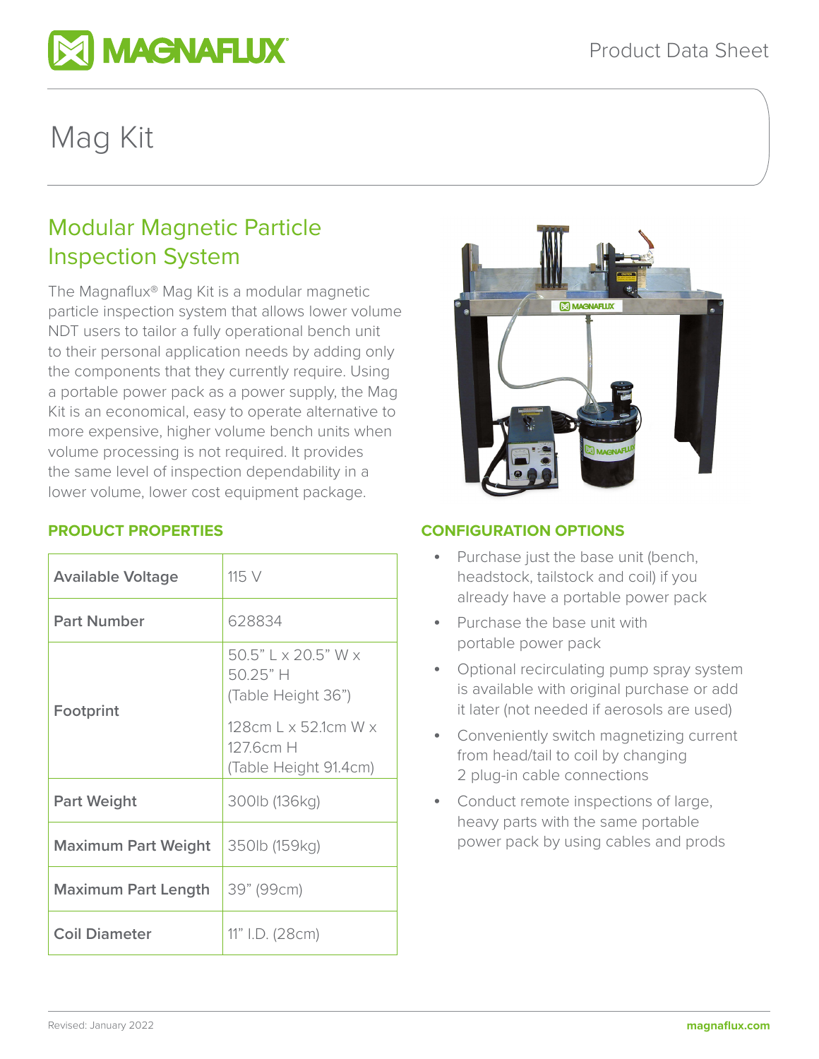# Mag Kit

## Modular Magnetic Particle Inspection System

The Magnaflux® Mag Kit is a modular magnetic particle inspection system that allows lower volume NDT users to tailor a fully operational bench unit to their personal application needs by adding only the components that they currently require. Using a portable power pack as a power supply, the Mag Kit is an economical, easy to operate alternative to more expensive, higher volume bench units when volume processing is not required. It provides the same level of inspection dependability in a lower volume, lower cost equipment package.

### PRODUCT PROPERTIES

| Property | Value |
|---|---|
| Available Voltage | 115 V |
| Part Number | 628834 |
| Footprint | 50.5" L x 20.5" W x 50.25" H (Table Height 36") <br> 128cm L x 52.1cm W x 127.6cm H (Table Height 91.4cm) |
| Part Weight | 300lb (136kg) |
| Maximum Part Weight | 350lb (159kg) |
| Maximum Part Length | 39" (99cm) |
| Coil Diameter | 11" I.D. (28cm) |

### CONFIGURATION OPTIONS

- Purchase just the base unit (bench, headstock, tailstock and coil) if you already have a portable power pack
- Purchase the base unit with portable power pack
- Optional recirculating pump spray system is available with original purchase or add it later (not needed if aerosols are used)
- Conveniently switch magnetizing current from head/tail to coil by changing 2 plug-in cable connections
- Conduct remote inspections of large, heavy parts with the same portable power pack by using cables and prods

Revised: January 2022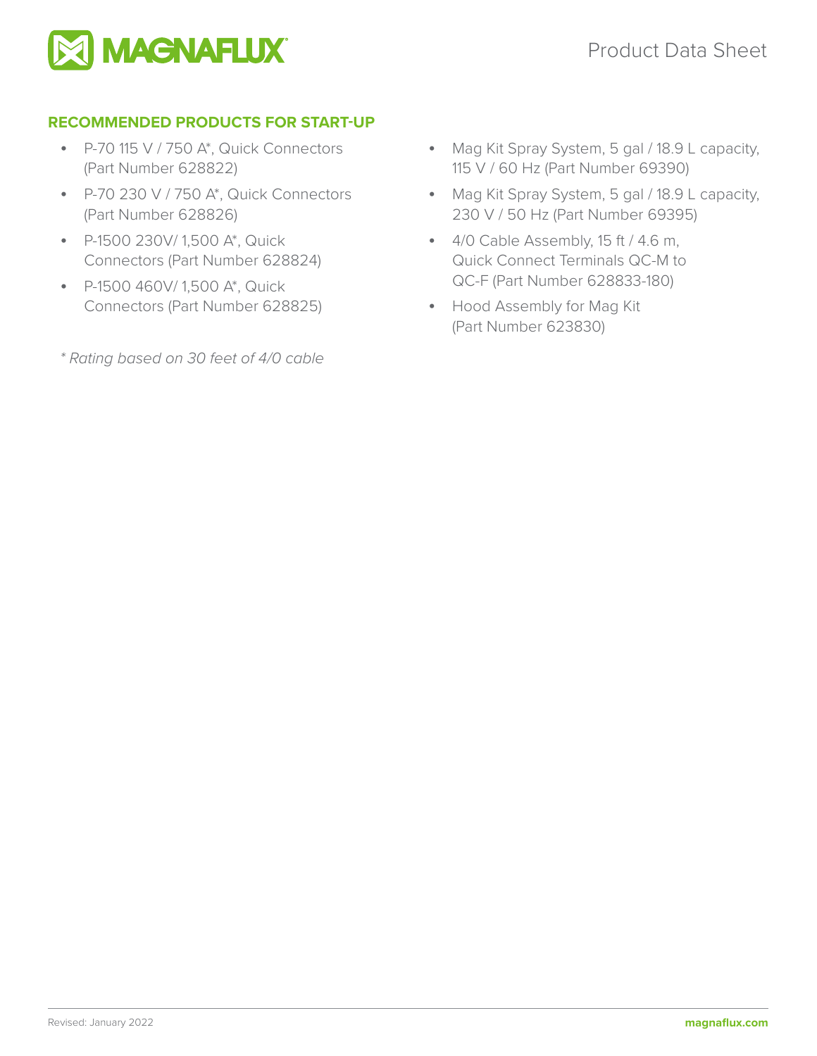## RECOMMENDED PRODUCTS FOR START-UP

- P-70 115 V / 750 A*, Quick Connectors (Part Number 628822)
- P-70 230 V / 750 A*, Quick Connectors (Part Number 628826)
- P-1500 230V/ 1,500 A*, Quick Connectors (Part Number 628824)
- P-1500 460V/ 1,500 A*, Quick Connectors (Part Number 628825)

*\* Rating based on 30 feet of 4/0 cable*

- Mag Kit Spray System, 5 gal / 18.9 L capacity, 115 V / 60 Hz (Part Number 69390)
- Mag Kit Spray System, 5 gal / 18.9 L capacity, 230 V / 50 Hz (Part Number 69395)
- 4/0 Cable Assembly, 15 ft / 4.6 m, Quick Connect Terminals QC-M to QC-F (Part Number 628833-180)
- Hood Assembly for Mag Kit (Part Number 623830)